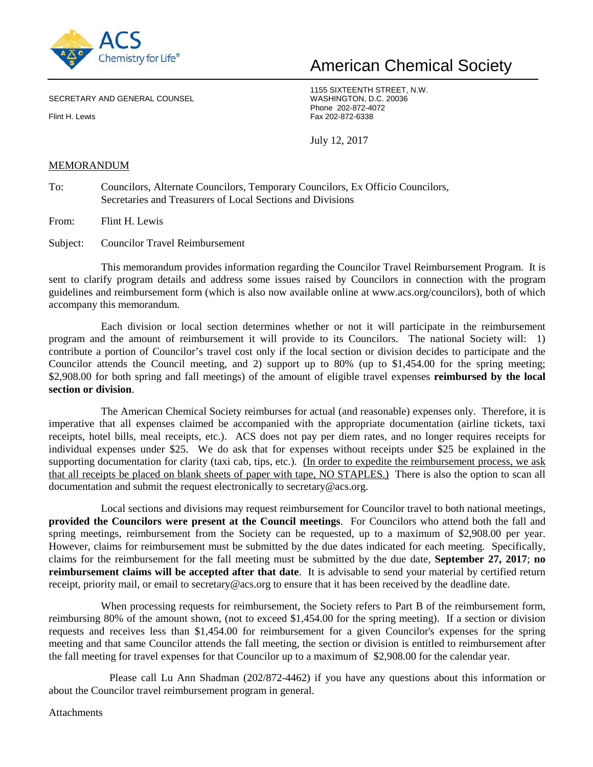ACS Chemistry for Life®

# American Chemical Society

SECRETARY AND GENERAL COUNSEL

Flint H. Lewis

1155 SIXTEENTH STREET, N.W.
WASHINGTON, D.C. 20036
Phone 202-872-4072
Fax 202-872-6338

July 12, 2017

MEMORANDUM

To: Councilors, Alternate Councilors, Temporary Councilors, Ex Officio Councilors, Secretaries and Treasurers of Local Sections and Divisions

From: Flint H. Lewis

Subject: Councilor Travel Reimbursement

This memorandum provides information regarding the Councilor Travel Reimbursement Program. It is sent to clarify program details and address some issues raised by Councilors in connection with the program guidelines and reimbursement form (which is also now available online at www.acs.org/councilors), both of which accompany this memorandum.

Each division or local section determines whether or not it will participate in the reimbursement program and the amount of reimbursement it will provide to its Councilors. The national Society will: 1) contribute a portion of Councilor's travel cost only if the local section or division decides to participate and the Councilor attends the Council meeting, and 2) support up to 80% (up to $1,454.00 for the spring meeting; $2,908.00 for both spring and fall meetings) of the amount of eligible travel expenses **reimbursed by the local section or division**.

The American Chemical Society reimburses for actual (and reasonable) expenses only. Therefore, it is imperative that all expenses claimed be accompanied with the appropriate documentation (airline tickets, taxi receipts, hotel bills, meal receipts, etc.). ACS does not pay per diem rates, and no longer requires receipts for individual expenses under $25. We do ask that for expenses without receipts under $25 be explained in the supporting documentation for clarity (taxi cab, tips, etc.). (In order to expedite the reimbursement process, we ask that all receipts be placed on blank sheets of paper with tape, NO STAPLES.) There is also the option to scan all documentation and submit the request electronically to secretary@acs.org.

Local sections and divisions may request reimbursement for Councilor travel to both national meetings, **provided the Councilors were present at the Council meetings**. For Councilors who attend both the fall and spring meetings, reimbursement from the Society can be requested, up to a maximum of $2,908.00 per year. However, claims for reimbursement must be submitted by the due dates indicated for each meeting. Specifically, claims for the reimbursement for the fall meeting must be submitted by the due date, **September 27, 2017**; **no reimbursement claims will be accepted after that date**. It is advisable to send your material by certified return receipt, priority mail, or email to secretary@acs.org to ensure that it has been received by the deadline date.

When processing requests for reimbursement, the Society refers to Part B of the reimbursement form, reimbursing 80% of the amount shown, (not to exceed $1,454.00 for the spring meeting). If a section or division requests and receives less than $1,454.00 for reimbursement for a given Councilor's expenses for the spring meeting and that same Councilor attends the fall meeting, the section or division is entitled to reimbursement after the fall meeting for travel expenses for that Councilor up to a maximum of $2,908.00 for the calendar year.

Please call Lu Ann Shadman (202/872-4462) if you have any questions about this information or about the Councilor travel reimbursement program in general.

Attachments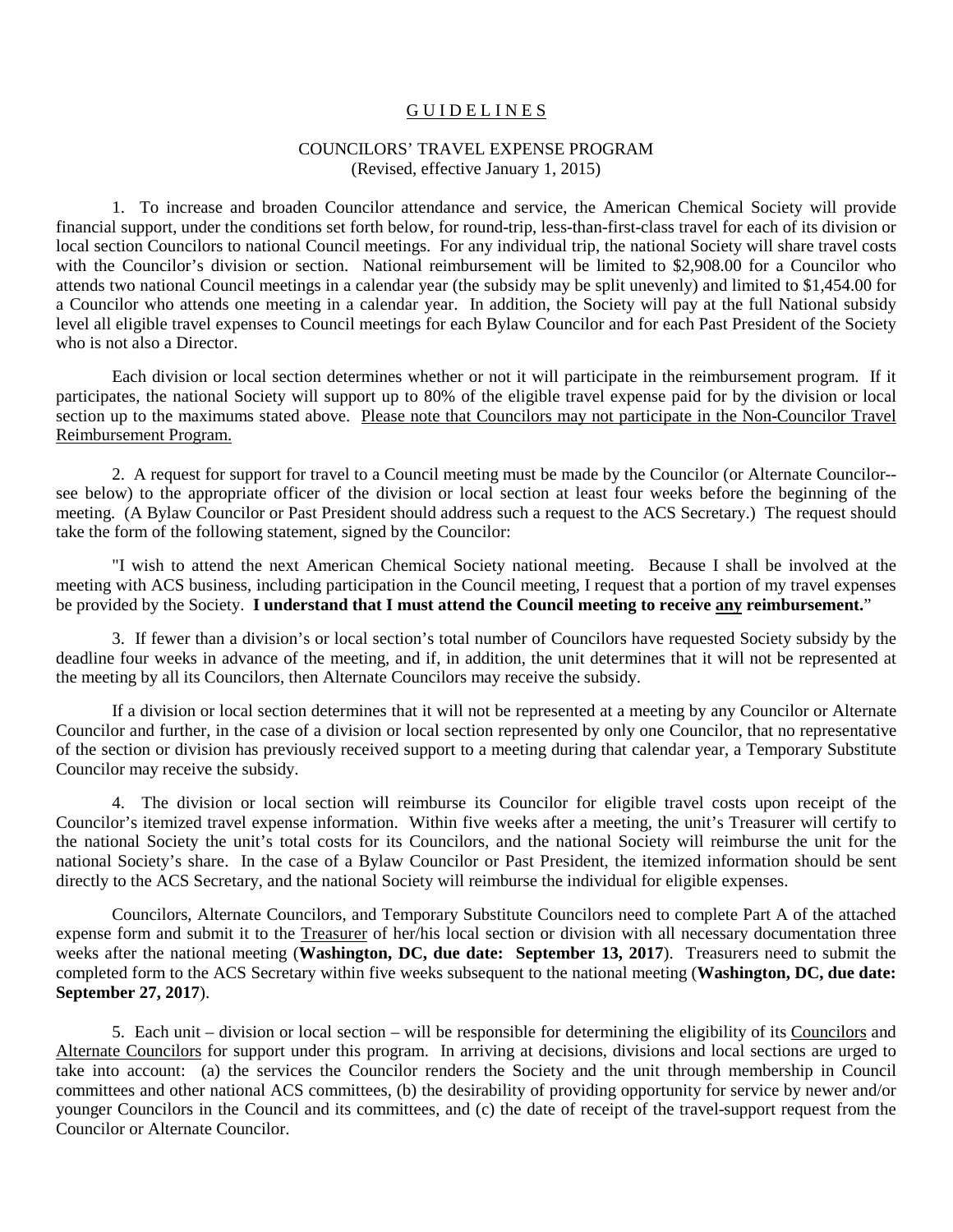# G U I D E L I N E S

## COUNCILORS' TRAVEL EXPENSE PROGRAM

(Revised, effective January 1, 2015)

1. To increase and broaden Councilor attendance and service, the American Chemical Society will provide financial support, under the conditions set forth below, for round-trip, less-than-first-class travel for each of its division or local section Councilors to national Council meetings. For any individual trip, the national Society will share travel costs with the Councilor's division or section. National reimbursement will be limited to $2,908.00 for a Councilor who attends two national Council meetings in a calendar year (the subsidy may be split unevenly) and limited to $1,454.00 for a Councilor who attends one meeting in a calendar year. In addition, the Society will pay at the full National subsidy level all eligible travel expenses to Council meetings for each Bylaw Councilor and for each Past President of the Society who is not also a Director.

Each division or local section determines whether or not it will participate in the reimbursement program. If it participates, the national Society will support up to 80% of the eligible travel expense paid for by the division or local section up to the maximums stated above. Please note that Councilors may not participate in the Non-Councilor Travel Reimbursement Program.

2. A request for support for travel to a Council meeting must be made by the Councilor (or Alternate Councilor--see below) to the appropriate officer of the division or local section at least four weeks before the beginning of the meeting. (A Bylaw Councilor or Past President should address such a request to the ACS Secretary.) The request should take the form of the following statement, signed by the Councilor:

"I wish to attend the next American Chemical Society national meeting. Because I shall be involved at the meeting with ACS business, including participation in the Council meeting, I request that a portion of my travel expenses be provided by the Society. **I understand that I must attend the Council meeting to receive any reimbursement.**"

3. If fewer than a division's or local section's total number of Councilors have requested Society subsidy by the deadline four weeks in advance of the meeting, and if, in addition, the unit determines that it will not be represented at the meeting by all its Councilors, then Alternate Councilors may receive the subsidy.

If a division or local section determines that it will not be represented at a meeting by any Councilor or Alternate Councilor and further, in the case of a division or local section represented by only one Councilor, that no representative of the section or division has previously received support to a meeting during that calendar year, a Temporary Substitute Councilor may receive the subsidy.

4. The division or local section will reimburse its Councilor for eligible travel costs upon receipt of the Councilor's itemized travel expense information. Within five weeks after a meeting, the unit's Treasurer will certify to the national Society the unit's total costs for its Councilors, and the national Society will reimburse the unit for the national Society's share. In the case of a Bylaw Councilor or Past President, the itemized information should be sent directly to the ACS Secretary, and the national Society will reimburse the individual for eligible expenses.

Councilors, Alternate Councilors, and Temporary Substitute Councilors need to complete Part A of the attached expense form and submit it to the Treasurer of her/his local section or division with all necessary documentation three weeks after the national meeting (**Washington, DC, due date: September 13, 2017**). Treasurers need to submit the completed form to the ACS Secretary within five weeks subsequent to the national meeting (**Washington, DC, due date: September 27, 2017**).

5. Each unit – division or local section – will be responsible for determining the eligibility of its Councilors and Alternate Councilors for support under this program. In arriving at decisions, divisions and local sections are urged to take into account: (a) the services the Councilor renders the Society and the unit through membership in Council committees and other national ACS committees, (b) the desirability of providing opportunity for service by newer and/or younger Councilors in the Council and its committees, and (c) the date of receipt of the travel-support request from the Councilor or Alternate Councilor.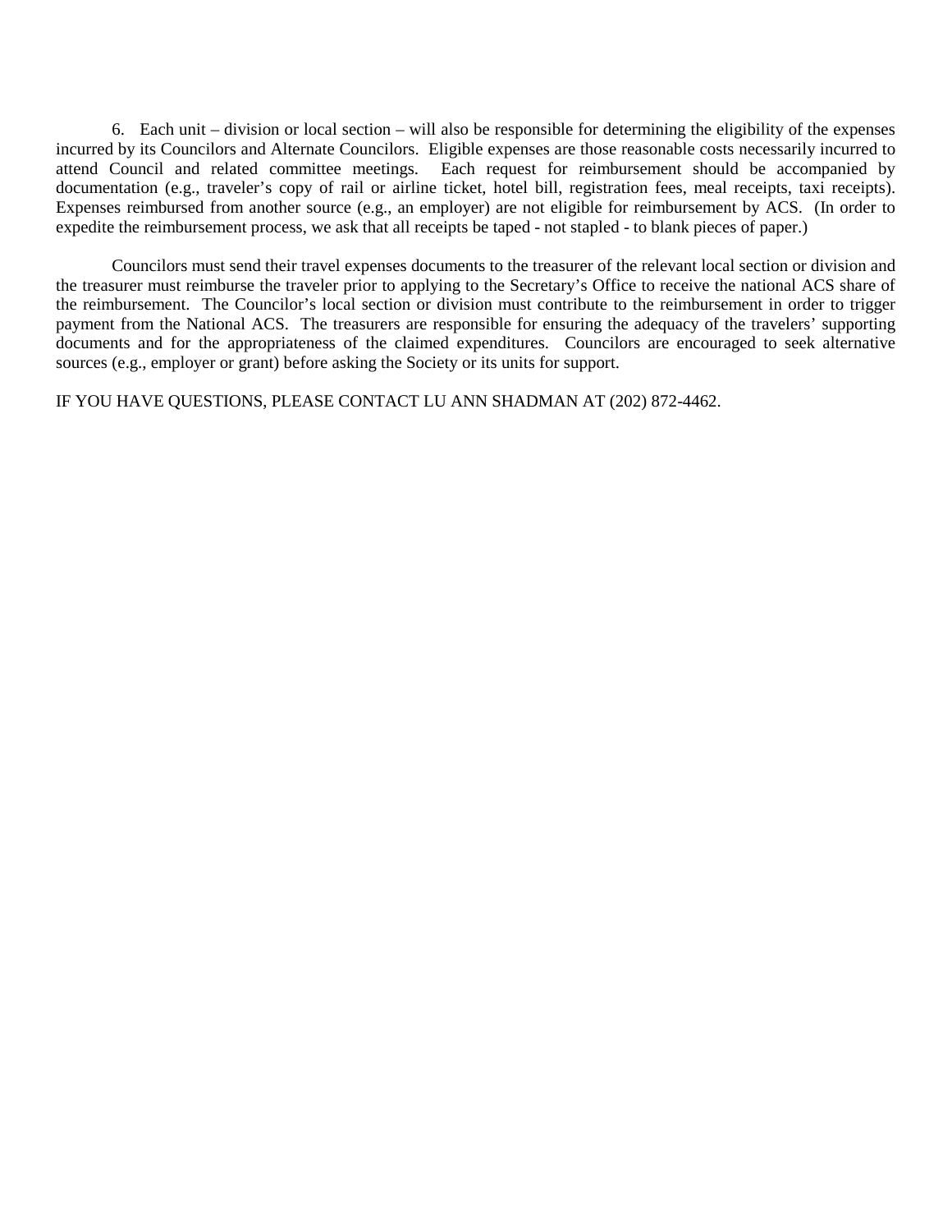6. Each unit – division or local section – will also be responsible for determining the eligibility of the expenses incurred by its Councilors and Alternate Councilors. Eligible expenses are those reasonable costs necessarily incurred to attend Council and related committee meetings. Each request for reimbursement should be accompanied by documentation (e.g., traveler's copy of rail or airline ticket, hotel bill, registration fees, meal receipts, taxi receipts). Expenses reimbursed from another source (e.g., an employer) are not eligible for reimbursement by ACS. (In order to expedite the reimbursement process, we ask that all receipts be taped - not stapled - to blank pieces of paper.)

Councilors must send their travel expenses documents to the treasurer of the relevant local section or division and the treasurer must reimburse the traveler prior to applying to the Secretary's Office to receive the national ACS share of the reimbursement. The Councilor's local section or division must contribute to the reimbursement in order to trigger payment from the National ACS. The treasurers are responsible for ensuring the adequacy of the travelers' supporting documents and for the appropriateness of the claimed expenditures. Councilors are encouraged to seek alternative sources (e.g., employer or grant) before asking the Society or its units for support.

IF YOU HAVE QUESTIONS, PLEASE CONTACT LU ANN SHADMAN AT (202) 872-4462.